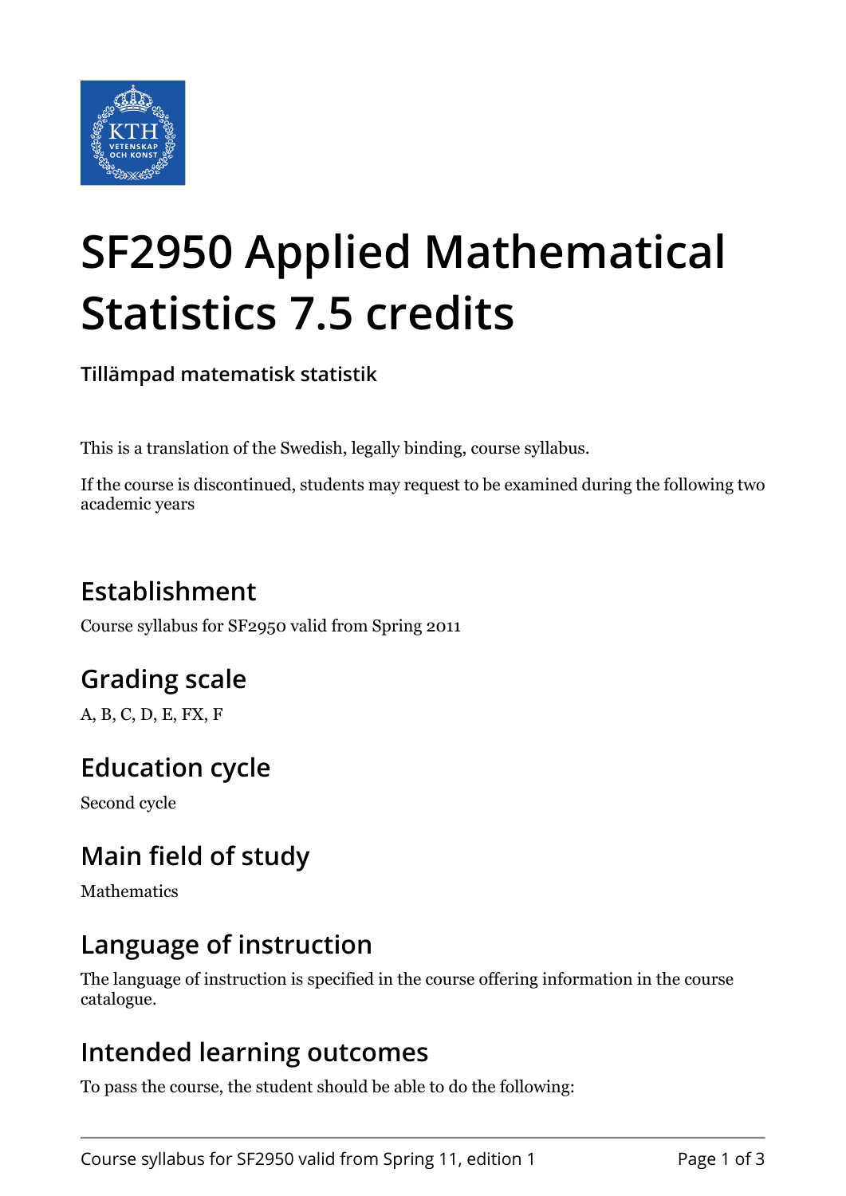# SF2950 Applied Mathematical Statistics 7.5 credits

**Tillämpad matematisk statistik**

This is a translation of the Swedish, legally binding, course syllabus.

If the course is discontinued, students may request to be examined during the following two academic years

## Establishment

Course syllabus for SF2950 valid from Spring 2011

## Grading scale

A, B, C, D, E, FX, F

## Education cycle

Second cycle

## Main field of study

Mathematics

## Language of instruction

The language of instruction is specified in the course offering information in the course catalogue.

## Intended learning outcomes

To pass the course, the student should be able to do the following: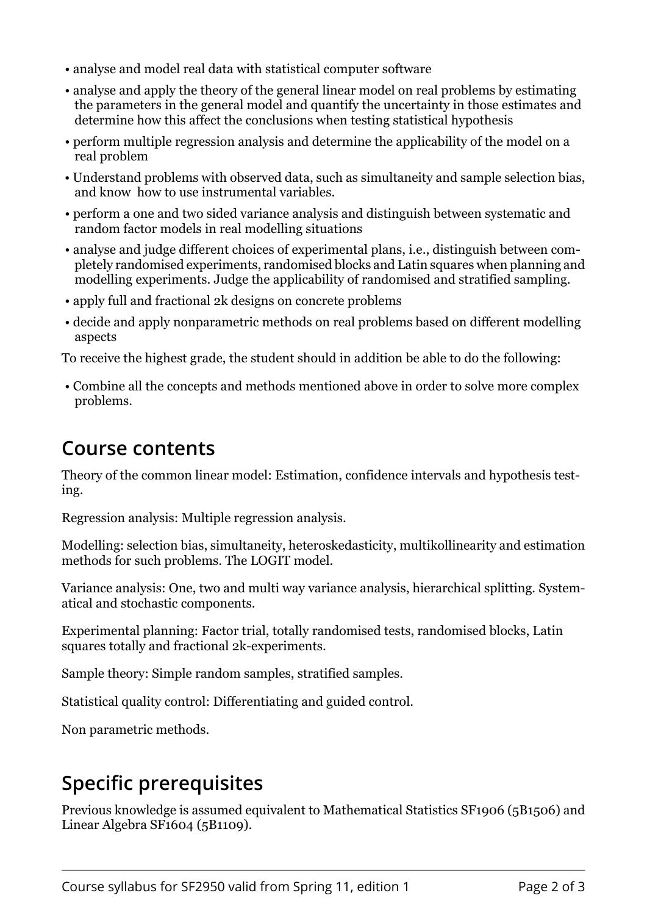- analyse and model real data with statistical computer software
- analyse and apply the theory of the general linear model on real problems by estimating the parameters in the general model and quantify the uncertainty in those estimates and determine how this affect the conclusions when testing statistical hypothesis
- perform multiple regression analysis and determine the applicability of the model on a real problem
- Understand problems with observed data, such as simultaneity and sample selection bias, and know how to use instrumental variables.
- perform a one and two sided variance analysis and distinguish between systematic and random factor models in real modelling situations
- analyse and judge different choices of experimental plans, i.e., distinguish between completely randomised experiments, randomised blocks and Latin squares when planning and modelling experiments. Judge the applicability of randomised and stratified sampling.
- apply full and fractional 2k designs on concrete problems
- decide and apply nonparametric methods on real problems based on different modelling aspects

To receive the highest grade, the student should in addition be able to do the following:

- Combine all the concepts and methods mentioned above in order to solve more complex problems.

## Course contents

Theory of the common linear model: Estimation, confidence intervals and hypothesis testing.

Regression analysis: Multiple regression analysis.

Modelling: selection bias, simultaneity, heteroskedasticity, multikollinearity and estimation methods for such problems. The LOGIT model.

Variance analysis: One, two and multi way variance analysis, hierarchical splitting. Systematical and stochastic components.

Experimental planning: Factor trial, totally randomised tests, randomised blocks, Latin squares totally and fractional 2k-experiments.

Sample theory: Simple random samples, stratified samples.

Statistical quality control: Differentiating and guided control.

Non parametric methods.

## Specific prerequisites

Previous knowledge is assumed equivalent to Mathematical Statistics SF1906 (5B1506) and Linear Algebra SF1604 (5B1109).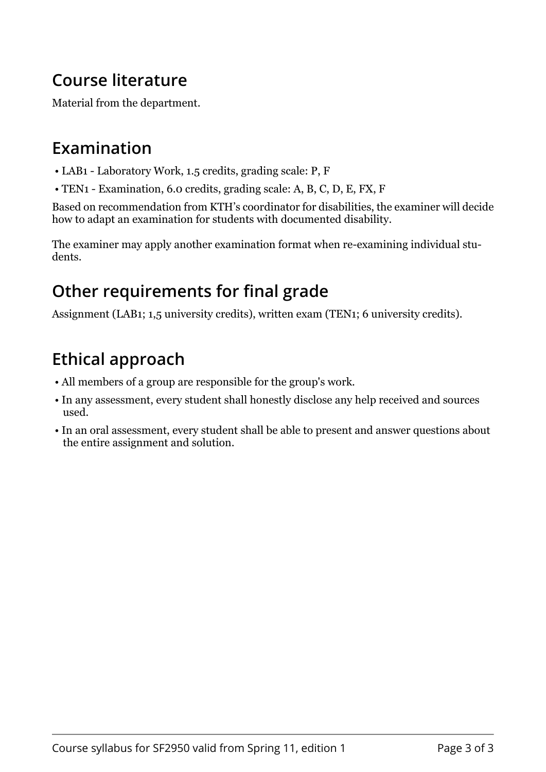## Course literature

Material from the department.

## Examination

- LAB1 - Laboratory Work, 1.5 credits, grading scale: P, F
- TEN1 - Examination, 6.0 credits, grading scale: A, B, C, D, E, FX, F

Based on recommendation from KTH's coordinator for disabilities, the examiner will decide how to adapt an examination for students with documented disability.

The examiner may apply another examination format when re-examining individual students.

## Other requirements for final grade

Assignment (LAB1; 1,5 university credits), written exam (TEN1; 6 university credits).

## Ethical approach

- All members of a group are responsible for the group's work.
- In any assessment, every student shall honestly disclose any help received and sources used.
- In an oral assessment, every student shall be able to present and answer questions about the entire assignment and solution.